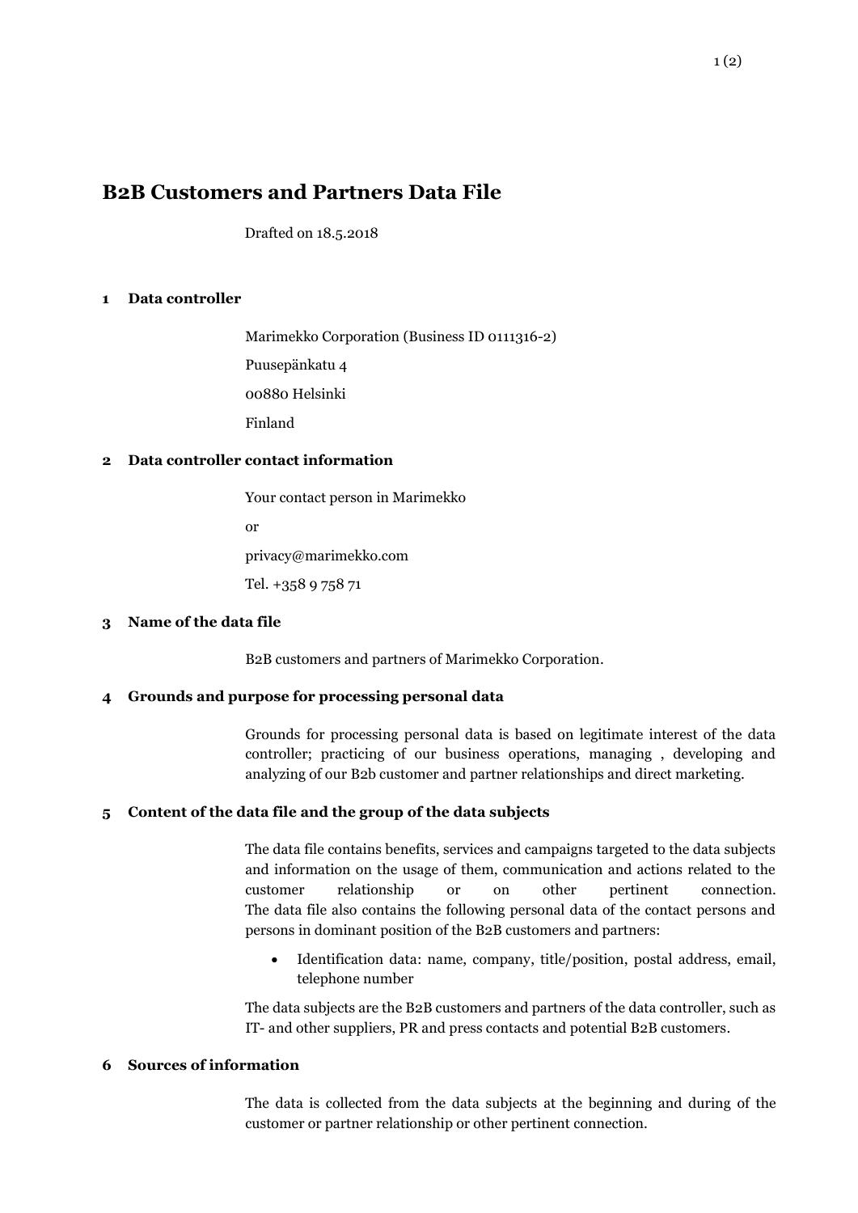# B2B Customers and Partners Data File

Drafted on 18.5.2018

## 1 Data controller

Marimekko Corporation (Business ID 0111316-2)

Puusepänkatu 4

00880 Helsinki

Finland

## 2 Data controller contact information

Your contact person in Marimekko

or

privacy@marimekko.com

Tel. +358 9 758 71

## 3 Name of the data file

B2B customers and partners of Marimekko Corporation.

## 4 Grounds and purpose for processing personal data

Grounds for processing personal data is based on legitimate interest of the data controller; practicing of our business operations, managing , developing and analyzing of our B2b customer and partner relationships and direct marketing.

## 5 Content of the data file and the group of the data subjects

The data file contains benefits, services and campaigns targeted to the data subjects and information on the usage of them, communication and actions related to the customer relationship or on other pertinent connection. The data file also contains the following personal data of the contact persons and persons in dominant position of the B2B customers and partners:

- Identification data: name, company, title/position, postal address, email, telephone number

The data subjects are the B2B customers and partners of the data controller, such as IT- and other suppliers, PR and press contacts and potential B2B customers.

## 6 Sources of information

The data is collected from the data subjects at the beginning and during of the customer or partner relationship or other pertinent connection.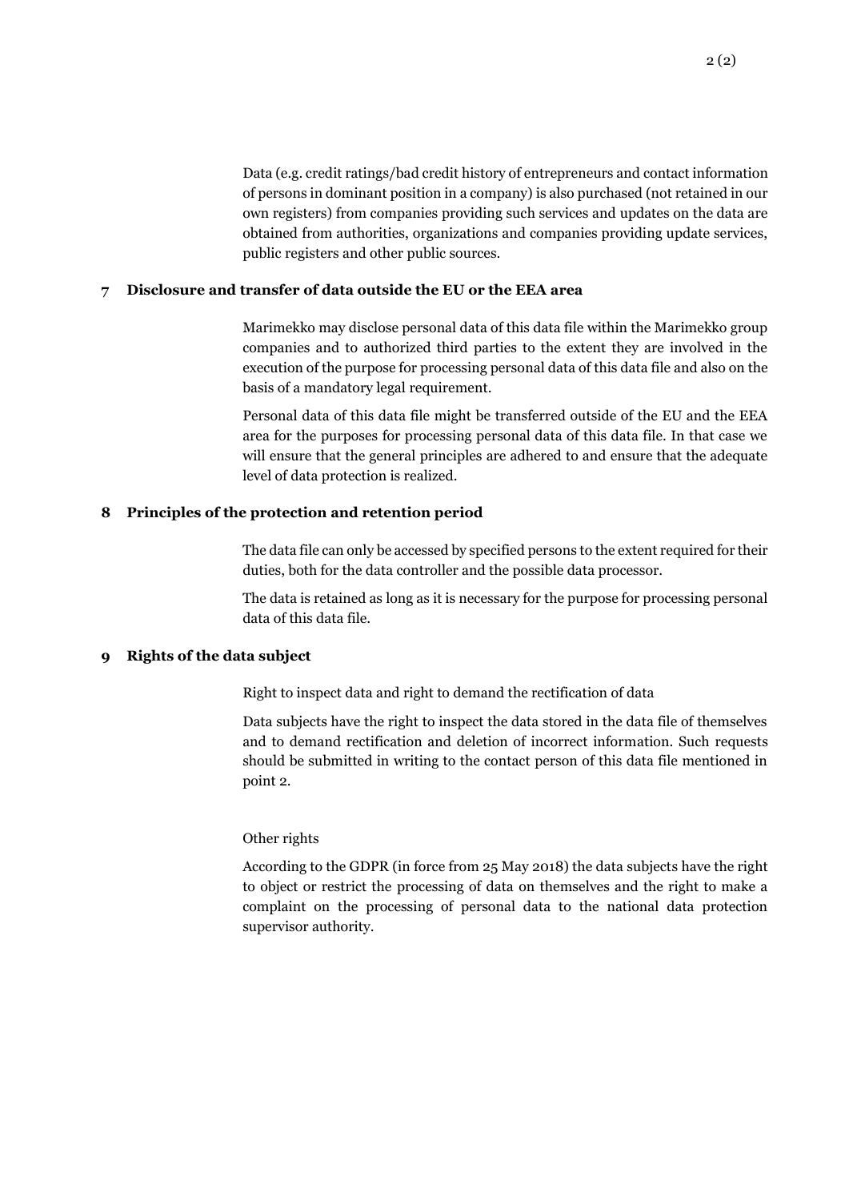Data (e.g. credit ratings/bad credit history of entrepreneurs and contact information of persons in dominant position in a company) is also purchased (not retained in our own registers) from companies providing such services and updates on the data are obtained from authorities, organizations and companies providing update services, public registers and other public sources.

## 7 Disclosure and transfer of data outside the EU or the EEA area

Marimekko may disclose personal data of this data file within the Marimekko group companies and to authorized third parties to the extent they are involved in the execution of the purpose for processing personal data of this data file and also on the basis of a mandatory legal requirement.

Personal data of this data file might be transferred outside of the EU and the EEA area for the purposes for processing personal data of this data file. In that case we will ensure that the general principles are adhered to and ensure that the adequate level of data protection is realized.

## 8 Principles of the protection and retention period

The data file can only be accessed by specified persons to the extent required for their duties, both for the data controller and the possible data processor.

The data is retained as long as it is necessary for the purpose for processing personal data of this data file.

## 9 Rights of the data subject

Right to inspect data and right to demand the rectification of data

Data subjects have the right to inspect the data stored in the data file of themselves and to demand rectification and deletion of incorrect information. Such requests should be submitted in writing to the contact person of this data file mentioned in point 2.

Other rights

According to the GDPR (in force from 25 May 2018) the data subjects have the right to object or restrict the processing of data on themselves and the right to make a complaint on the processing of personal data to the national data protection supervisor authority.